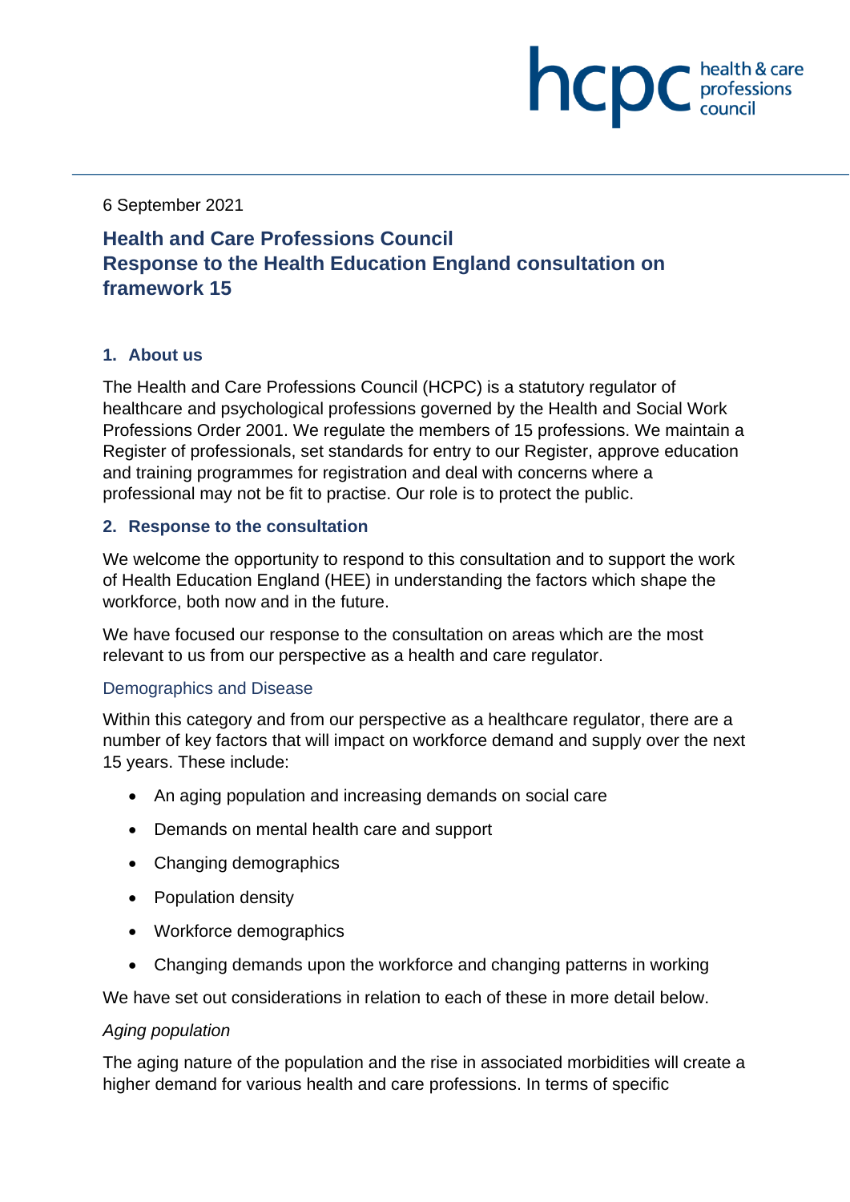6 September 2021

# Health and Care Professions Council Response to the Health Education England consultation on framework 15

## 1. About us

The Health and Care Professions Council (HCPC) is a statutory regulator of healthcare and psychological professions governed by the Health and Social Work Professions Order 2001. We regulate the members of 15 professions. We maintain a Register of professionals, set standards for entry to our Register, approve education and training programmes for registration and deal with concerns where a professional may not be fit to practise. Our role is to protect the public.

## 2. Response to the consultation

We welcome the opportunity to respond to this consultation and to support the work of Health Education England (HEE) in understanding the factors which shape the workforce, both now and in the future.

We have focused our response to the consultation on areas which are the most relevant to us from our perspective as a health and care regulator.

### Demographics and Disease

Within this category and from our perspective as a healthcare regulator, there are a number of key factors that will impact on workforce demand and supply over the next 15 years. These include:

- An aging population and increasing demands on social care
- Demands on mental health care and support
- Changing demographics
- Population density
- Workforce demographics
- Changing demands upon the workforce and changing patterns in working

We have set out considerations in relation to each of these in more detail below.

*Aging population*

The aging nature of the population and the rise in associated morbidities will create a higher demand for various health and care professions. In terms of specific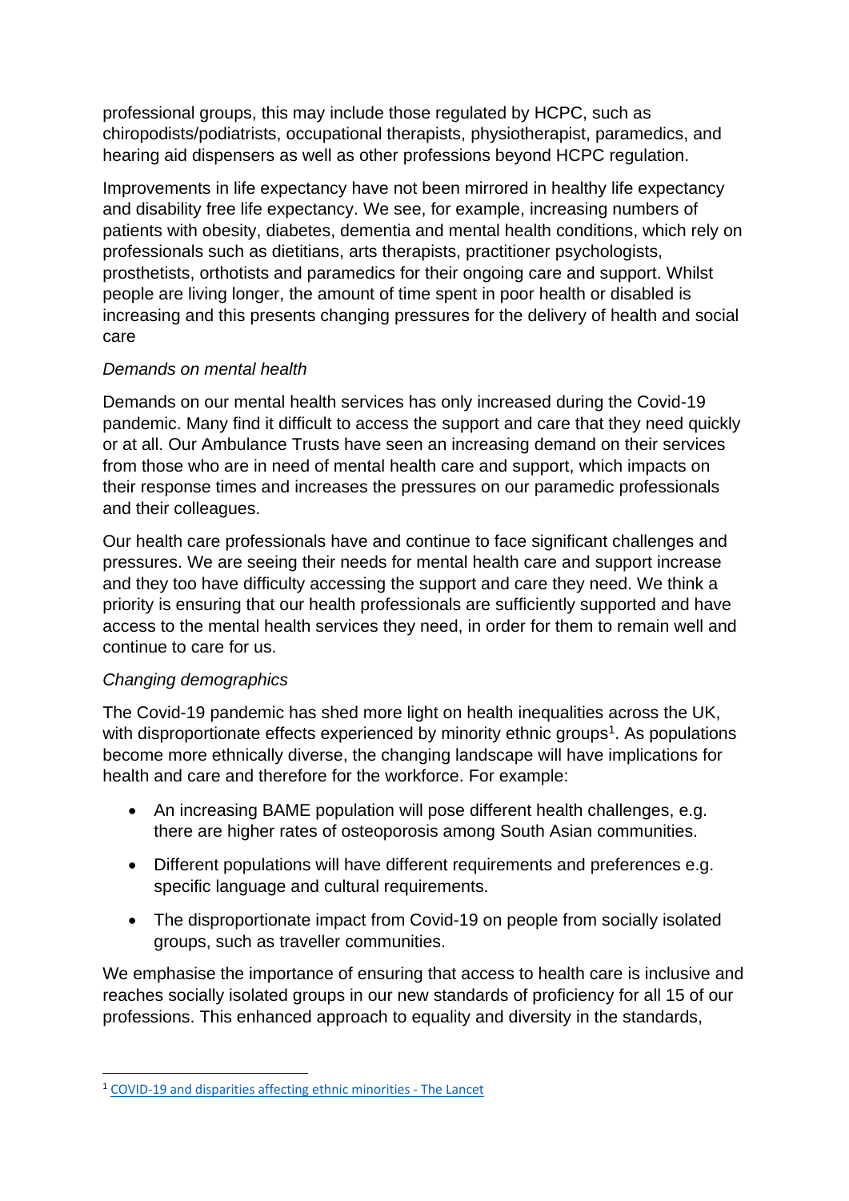professional groups, this may include those regulated by HCPC, such as chiropodists/podiatrists, occupational therapists, physiotherapist, paramedics, and hearing aid dispensers as well as other professions beyond HCPC regulation.

Improvements in life expectancy have not been mirrored in healthy life expectancy and disability free life expectancy. We see, for example, increasing numbers of patients with obesity, diabetes, dementia and mental health conditions, which rely on professionals such as dietitians, arts therapists, practitioner psychologists, prosthetists, orthotists and paramedics for their ongoing care and support. Whilst people are living longer, the amount of time spent in poor health or disabled is increasing and this presents changing pressures for the delivery of health and social care

*Demands on mental health*

Demands on our mental health services has only increased during the Covid-19 pandemic. Many find it difficult to access the support and care that they need quickly or at all. Our Ambulance Trusts have seen an increasing demand on their services from those who are in need of mental health care and support, which impacts on their response times and increases the pressures on our paramedic professionals and their colleagues.

Our health care professionals have and continue to face significant challenges and pressures. We are seeing their needs for mental health care and support increase and they too have difficulty accessing the support and care they need. We think a priority is ensuring that our health professionals are sufficiently supported and have access to the mental health services they need, in order for them to remain well and continue to care for us.

*Changing demographics*

The Covid-19 pandemic has shed more light on health inequalities across the UK, with disproportionate effects experienced by minority ethnic groups[1]. As populations become more ethnically diverse, the changing landscape will have implications for health and care and therefore for the workforce. For example:

- An increasing BAME population will pose different health challenges, e.g. there are higher rates of osteoporosis among South Asian communities.
- Different populations will have different requirements and preferences e.g. specific language and cultural requirements.
- The disproportionate impact from Covid-19 on people from socially isolated groups, such as traveller communities.

We emphasise the importance of ensuring that access to health care is inclusive and reaches socially isolated groups in our new standards of proficiency for all 15 of our professions. This enhanced approach to equality and diversity in the standards,

[1] COVID-19 and disparities affecting ethnic minorities - The Lancet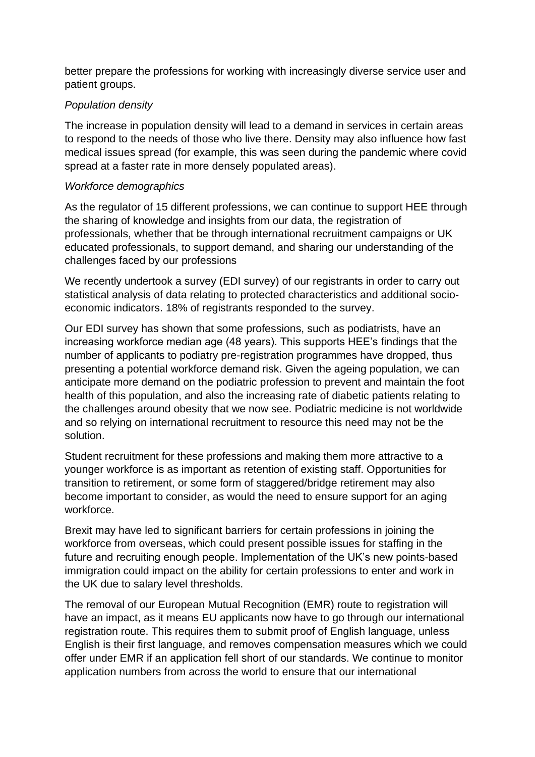better prepare the professions for working with increasingly diverse service user and patient groups.

*Population density*

The increase in population density will lead to a demand in services in certain areas to respond to the needs of those who live there. Density may also influence how fast medical issues spread (for example, this was seen during the pandemic where covid spread at a faster rate in more densely populated areas).

*Workforce demographics*

As the regulator of 15 different professions, we can continue to support HEE through the sharing of knowledge and insights from our data, the registration of professionals, whether that be through international recruitment campaigns or UK educated professionals, to support demand, and sharing our understanding of the challenges faced by our professions

We recently undertook a survey (EDI survey) of our registrants in order to carry out statistical analysis of data relating to protected characteristics and additional socio-economic indicators. 18% of registrants responded to the survey.

Our EDI survey has shown that some professions, such as podiatrists, have an increasing workforce median age (48 years). This supports HEE's findings that the number of applicants to podiatry pre-registration programmes have dropped, thus presenting a potential workforce demand risk. Given the ageing population, we can anticipate more demand on the podiatric profession to prevent and maintain the foot health of this population, and also the increasing rate of diabetic patients relating to the challenges around obesity that we now see. Podiatric medicine is not worldwide and so relying on international recruitment to resource this need may not be the solution.

Student recruitment for these professions and making them more attractive to a younger workforce is as important as retention of existing staff. Opportunities for transition to retirement, or some form of staggered/bridge retirement may also become important to consider, as would the need to ensure support for an aging workforce.

Brexit may have led to significant barriers for certain professions in joining the workforce from overseas, which could present possible issues for staffing in the future and recruiting enough people. Implementation of the UK's new points-based immigration could impact on the ability for certain professions to enter and work in the UK due to salary level thresholds.

The removal of our European Mutual Recognition (EMR) route to registration will have an impact, as it means EU applicants now have to go through our international registration route. This requires them to submit proof of English language, unless English is their first language, and removes compensation measures which we could offer under EMR if an application fell short of our standards. We continue to monitor application numbers from across the world to ensure that our international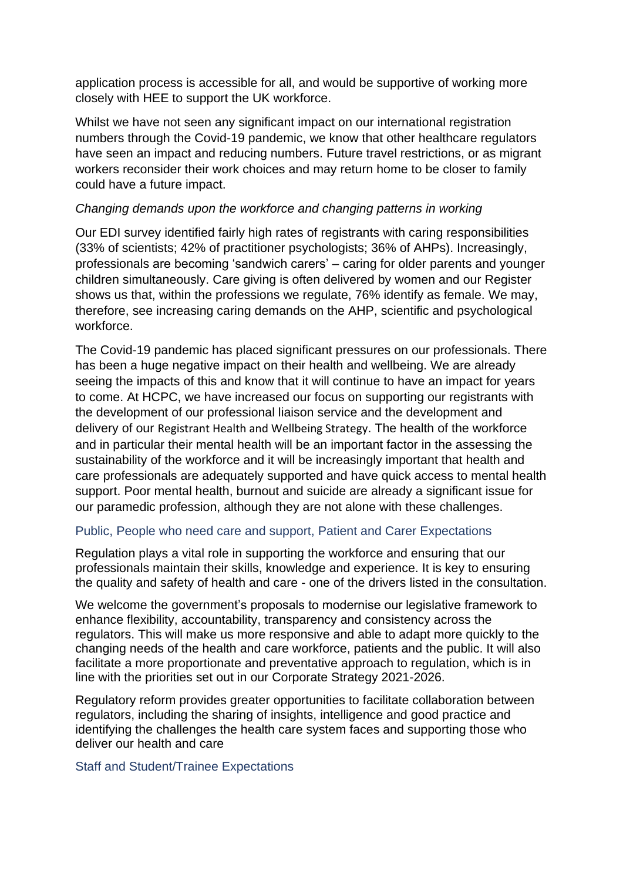application process is accessible for all, and would be supportive of working more closely with HEE to support the UK workforce.

Whilst we have not seen any significant impact on our international registration numbers through the Covid-19 pandemic, we know that other healthcare regulators have seen an impact and reducing numbers. Future travel restrictions, or as migrant workers reconsider their work choices and may return home to be closer to family could have a future impact.

*Changing demands upon the workforce and changing patterns in working*

Our EDI survey identified fairly high rates of registrants with caring responsibilities (33% of scientists; 42% of practitioner psychologists; 36% of AHPs). Increasingly, professionals are becoming 'sandwich carers' – caring for older parents and younger children simultaneously. Care giving is often delivered by women and our Register shows us that, within the professions we regulate, 76% identify as female. We may, therefore, see increasing caring demands on the AHP, scientific and psychological workforce.

The Covid-19 pandemic has placed significant pressures on our professionals. There has been a huge negative impact on their health and wellbeing. We are already seeing the impacts of this and know that it will continue to have an impact for years to come. At HCPC, we have increased our focus on supporting our registrants with the development of our professional liaison service and the development and delivery of our Registrant Health and Wellbeing Strategy. The health of the workforce and in particular their mental health will be an important factor in the assessing the sustainability of the workforce and it will be increasingly important that health and care professionals are adequately supported and have quick access to mental health support. Poor mental health, burnout and suicide are already a significant issue for our paramedic profession, although they are not alone with these challenges.

### Public, People who need care and support, Patient and Carer Expectations

Regulation plays a vital role in supporting the workforce and ensuring that our professionals maintain their skills, knowledge and experience. It is key to ensuring the quality and safety of health and care - one of the drivers listed in the consultation.

We welcome the government's proposals to modernise our legislative framework to enhance flexibility, accountability, transparency and consistency across the regulators. This will make us more responsive and able to adapt more quickly to the changing needs of the health and care workforce, patients and the public. It will also facilitate a more proportionate and preventative approach to regulation, which is in line with the priorities set out in our Corporate Strategy 2021-2026.

Regulatory reform provides greater opportunities to facilitate collaboration between regulators, including the sharing of insights, intelligence and good practice and identifying the challenges the health care system faces and supporting those who deliver our health and care

### Staff and Student/Trainee Expectations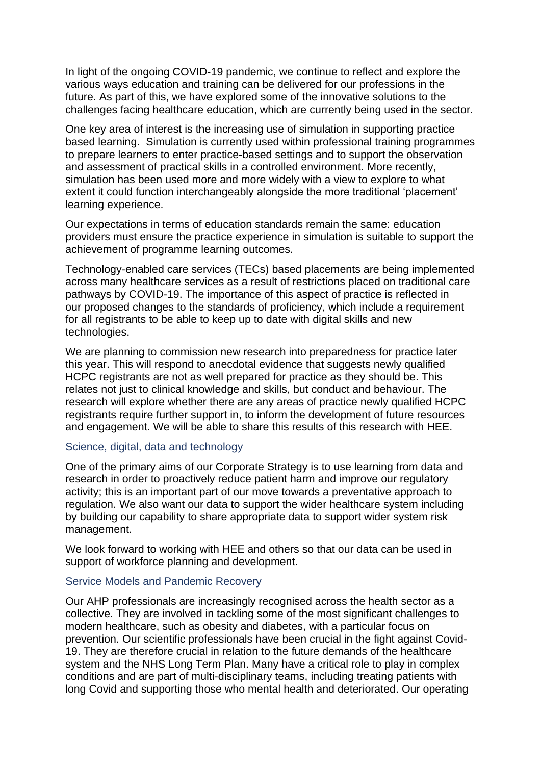In light of the ongoing COVID-19 pandemic, we continue to reflect and explore the various ways education and training can be delivered for our professions in the future. As part of this, we have explored some of the innovative solutions to the challenges facing healthcare education, which are currently being used in the sector.

One key area of interest is the increasing use of simulation in supporting practice based learning. Simulation is currently used within professional training programmes to prepare learners to enter practice-based settings and to support the observation and assessment of practical skills in a controlled environment. More recently, simulation has been used more and more widely with a view to explore to what extent it could function interchangeably alongside the more traditional 'placement' learning experience.

Our expectations in terms of education standards remain the same: education providers must ensure the practice experience in simulation is suitable to support the achievement of programme learning outcomes.

Technology-enabled care services (TECs) based placements are being implemented across many healthcare services as a result of restrictions placed on traditional care pathways by COVID-19. The importance of this aspect of practice is reflected in our proposed changes to the standards of proficiency, which include a requirement for all registrants to be able to keep up to date with digital skills and new technologies.

We are planning to commission new research into preparedness for practice later this year. This will respond to anecdotal evidence that suggests newly qualified HCPC registrants are not as well prepared for practice as they should be. This relates not just to clinical knowledge and skills, but conduct and behaviour. The research will explore whether there are any areas of practice newly qualified HCPC registrants require further support in, to inform the development of future resources and engagement. We will be able to share this results of this research with HEE.

### Science, digital, data and technology

One of the primary aims of our Corporate Strategy is to use learning from data and research in order to proactively reduce patient harm and improve our regulatory activity; this is an important part of our move towards a preventative approach to regulation. We also want our data to support the wider healthcare system including by building our capability to share appropriate data to support wider system risk management.

We look forward to working with HEE and others so that our data can be used in support of workforce planning and development.

### Service Models and Pandemic Recovery

Our AHP professionals are increasingly recognised across the health sector as a collective. They are involved in tackling some of the most significant challenges to modern healthcare, such as obesity and diabetes, with a particular focus on prevention. Our scientific professionals have been crucial in the fight against Covid-19. They are therefore crucial in relation to the future demands of the healthcare system and the NHS Long Term Plan. Many have a critical role to play in complex conditions and are part of multi-disciplinary teams, including treating patients with long Covid and supporting those who mental health and deteriorated. Our operating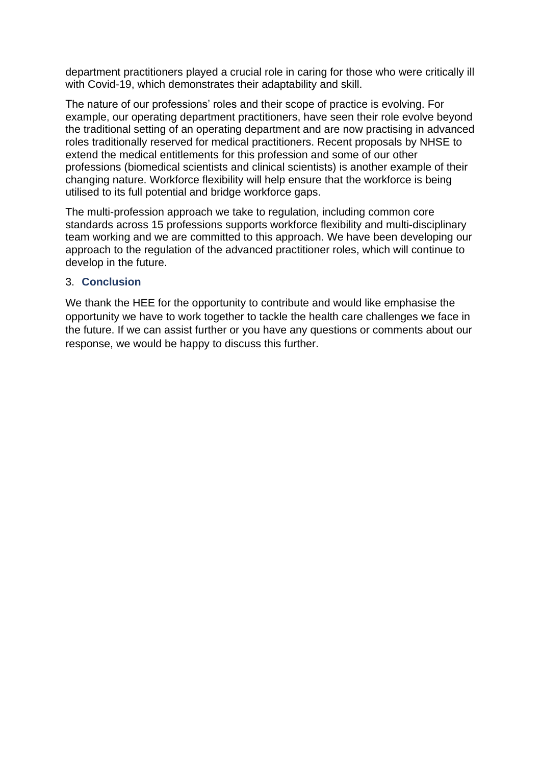department practitioners played a crucial role in caring for those who were critically ill with Covid-19, which demonstrates their adaptability and skill.

The nature of our professions' roles and their scope of practice is evolving. For example, our operating department practitioners, have seen their role evolve beyond the traditional setting of an operating department and are now practising in advanced roles traditionally reserved for medical practitioners. Recent proposals by NHSE to extend the medical entitlements for this profession and some of our other professions (biomedical scientists and clinical scientists) is another example of their changing nature. Workforce flexibility will help ensure that the workforce is being utilised to its full potential and bridge workforce gaps.

The multi-profession approach we take to regulation, including common core standards across 15 professions supports workforce flexibility and multi-disciplinary team working and we are committed to this approach. We have been developing our approach to the regulation of the advanced practitioner roles, which will continue to develop in the future.

## 3. Conclusion

We thank the HEE for the opportunity to contribute and would like emphasise the opportunity we have to work together to tackle the health care challenges we face in the future. If we can assist further or you have any questions or comments about our response, we would be happy to discuss this further.